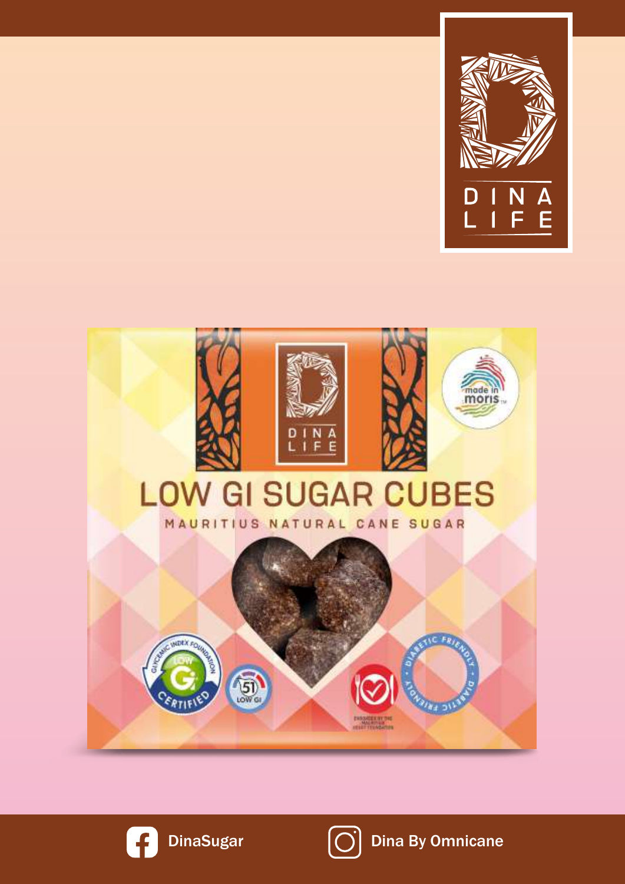DINA LIFE

# LOW GI SUGAR CUBES

MAURITIUS NATURAL CANE SUGAR

DinaSugar

Dina By Omnicane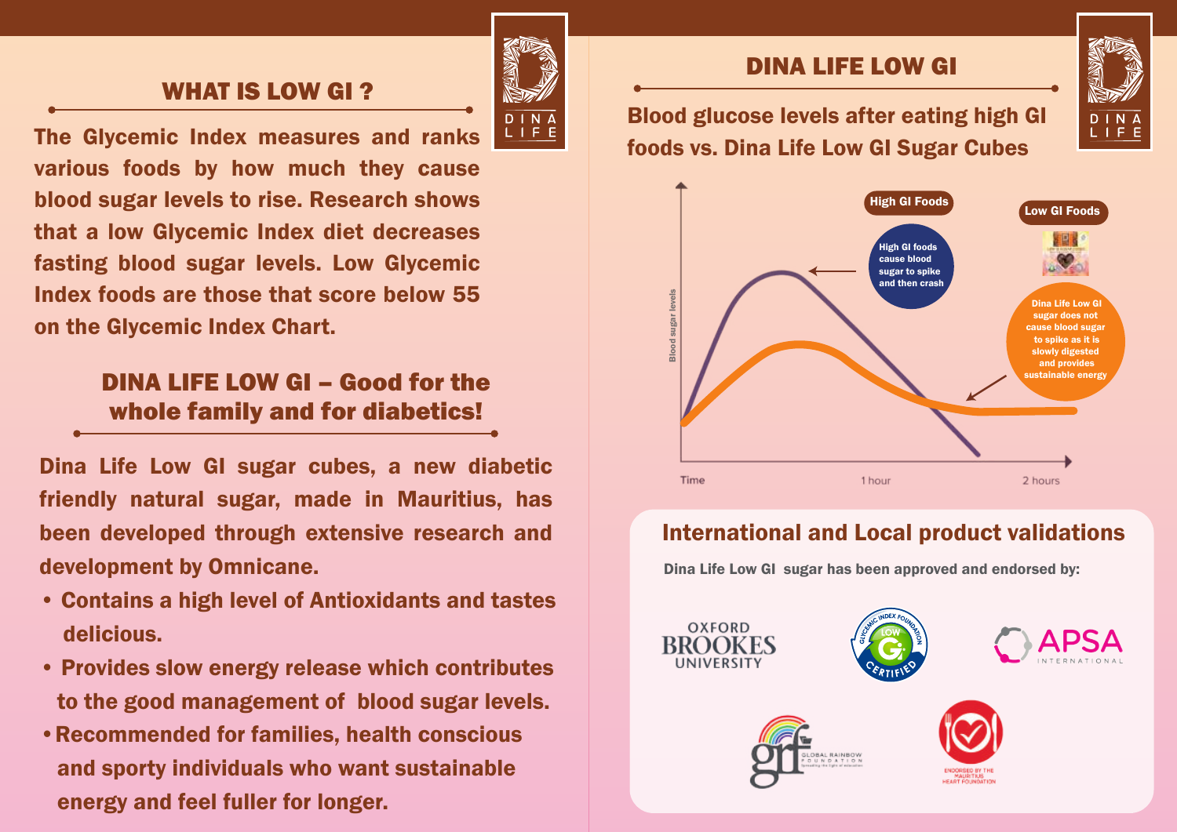## WHAT IS LOW GI ?

The Glycemic Index measures and ranks various foods by how much they cause blood sugar levels to rise. Research shows that a low Glycemic Index diet decreases fasting blood sugar levels. Low Glycemic Index foods are those that score below 55 on the Glycemic Index Chart.

## DINA LIFE LOW GI – Good for the whole family and for diabetics!

Dina Life Low GI sugar cubes, a new diabetic friendly natural sugar, made in Mauritius, has been developed through extensive research and development by Omnicane.

- Contains a high level of Antioxidants and tastes delicious.
- Provides slow energy release which contributes to the good management of blood sugar levels.
- Recommended for families, health conscious and sporty individuals who want sustainable energy and feel fuller for longer.

## DINA LIFE LOW GI

**Blood glucose levels after eating high GI foods vs. Dina Life Low GI Sugar Cubes**

High GI Foods: High GI foods cause blood sugar to spike and then crash

Low GI Foods: Dina Life Low GI sugar does not cause blood sugar to spike as it is slowly digested and provides sustainable energy

Blood sugar levels

Time | 1 hour | 2 hours

## International and Local product validations

Dina Life Low GI sugar has been approved and endorsed by:

Oxford Brookes University

Glycemic Index Foundation – Low GI Certified

APSA International

Global Rainbow Foundation

Endorsed by the Mauritius Heart Foundation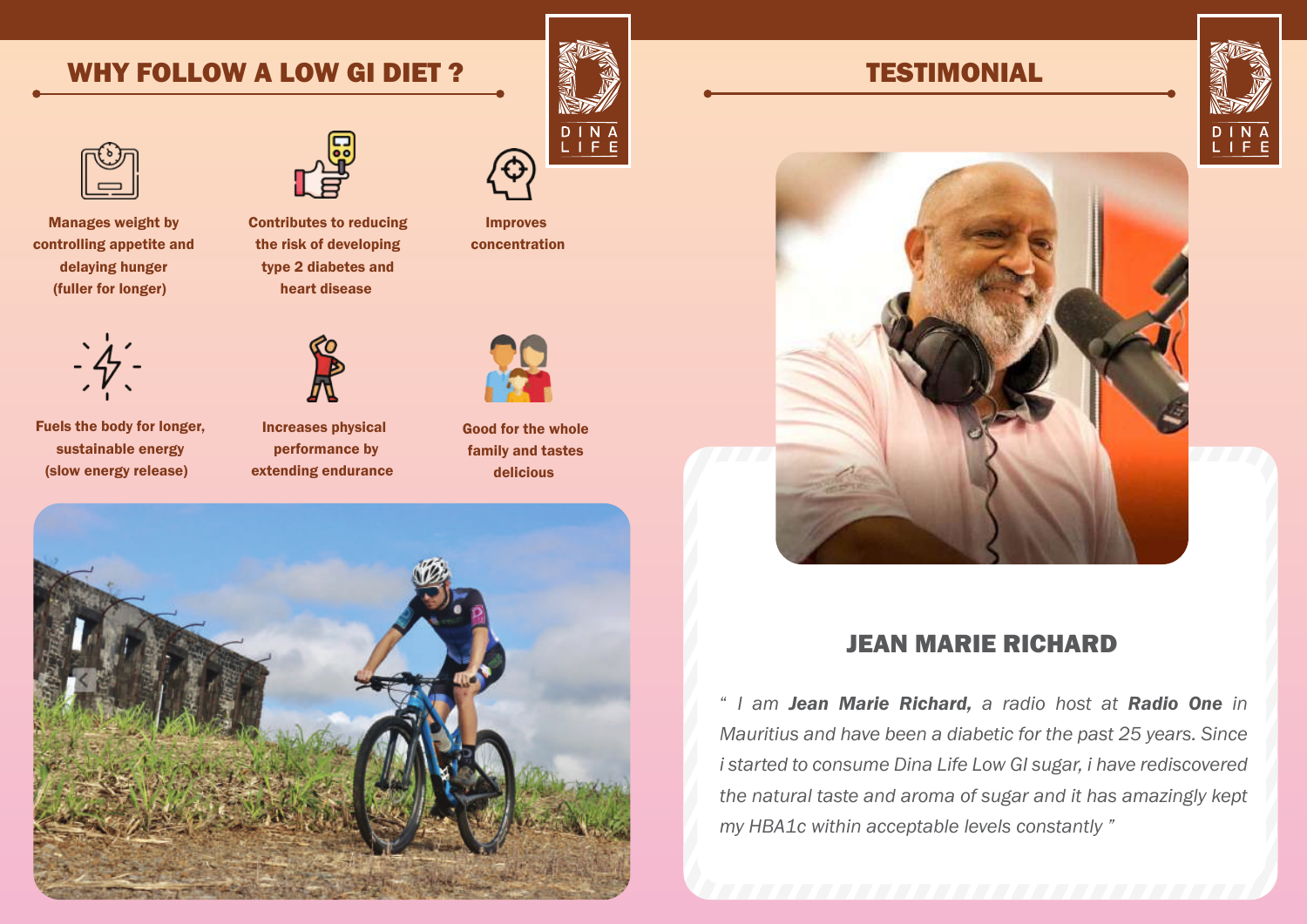## WHY FOLLOW A LOW GI DIET ?

**Manages weight by controlling appetite and delaying hunger (fuller for longer)**

**Contributes to reducing the risk of developing type 2 diabetes and heart disease**

**Improves concentration**

**Fuels the body for longer, sustainable energy (slow energy release)**

**Increases physical performance by extending endurance**

**Good for the whole family and tastes delicious**

## TESTIMONIAL

### JEAN MARIE RICHARD

*" I am **Jean Marie Richard,** a radio host at **Radio One** in Mauritius and have been a diabetic for the past 25 years. Since i started to consume Dina Life Low GI sugar, i have rediscovered the natural taste and aroma of sugar and it has amazingly kept my HBA1c within acceptable levels constantly "*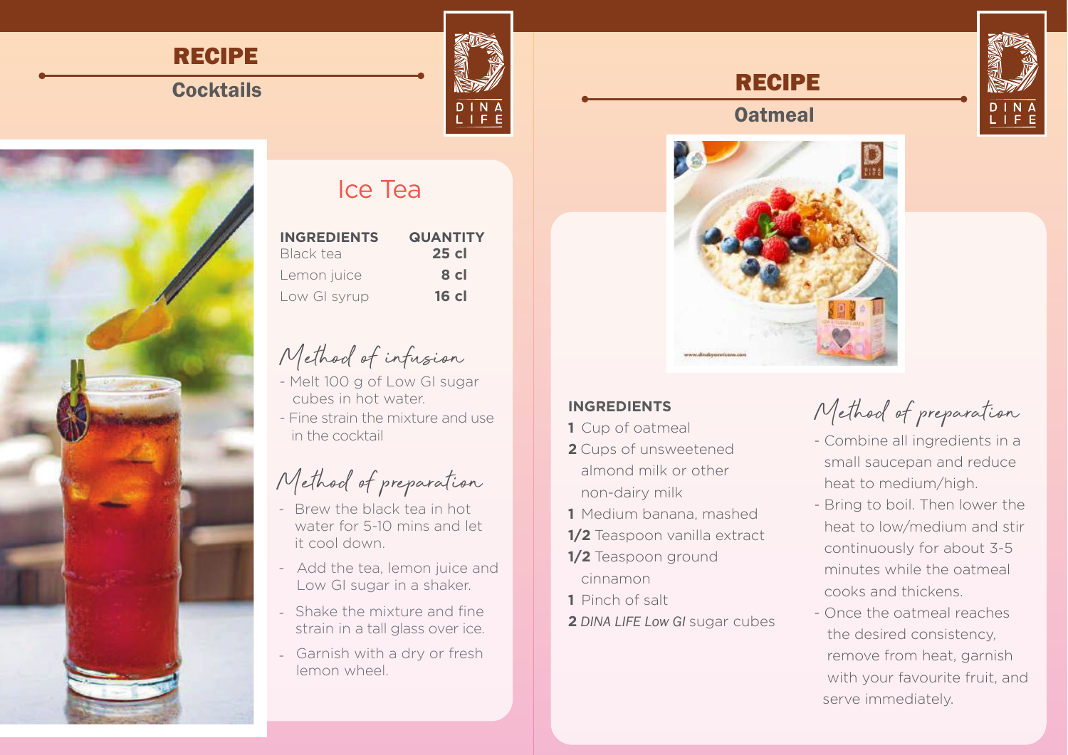# RECIPE

## Cocktails

### Ice Tea

| INGREDIENTS | QUANTITY |
| --- | --- |
| Black tea | 25 cl |
| Lemon juice | 8 cl |
| Low GI syrup | 16 cl |

#### Method of infusion

- Melt 100 g of Low GI sugar cubes in hot water.
- Fine strain the mixture and use in the cocktail

#### Method of preparation

- Brew the black tea in hot water for 5-10 mins and let it cool down.
- Add the tea, lemon juice and Low GI sugar in a shaker.
- Shake the mixture and fine strain in a tall glass over ice.
- Garnish with a dry or fresh lemon wheel.

# RECIPE

## Oatmeal

#### INGREDIENTS

- **1** Cup of oatmeal
- **2** Cups of unsweetened almond milk or other non-dairy milk
- **1** Medium banana, mashed
- **1/2** Teaspoon vanilla extract
- **1/2** Teaspoon ground cinnamon
- **1** Pinch of salt
- **2** *DINA LIFE Low GI* sugar cubes

#### Method of preparation

- Combine all ingredients in a small saucepan and reduce heat to medium/high.
- Bring to boil. Then lower the heat to low/medium and stir continuously for about 3-5 minutes while the oatmeal cooks and thickens.
- Once the oatmeal reaches the desired consistency, remove from heat, garnish with your favourite fruit, and serve immediately.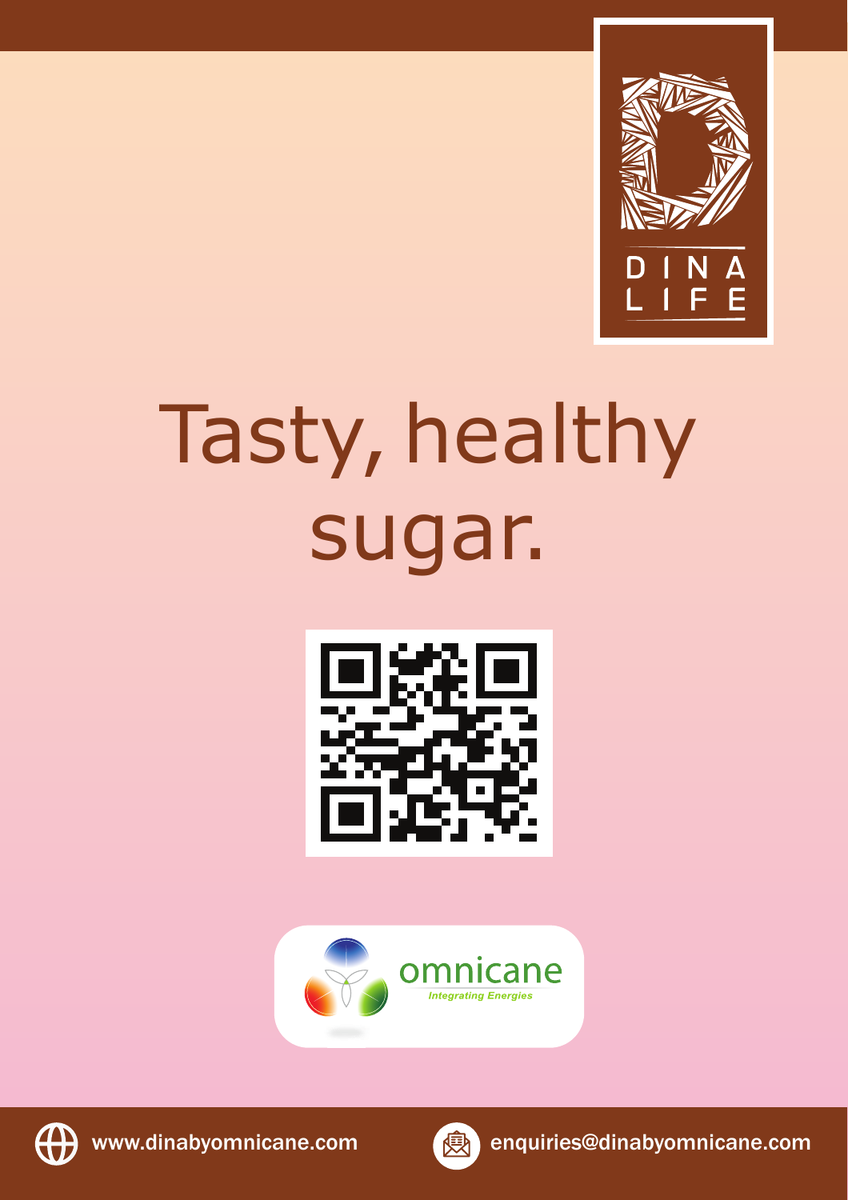DINA LIFE

# Tasty, healthy sugar.

omnicane

*Integrating Energies*

www.dinabyomnicane.com

enquiries@dinabyomnicane.com